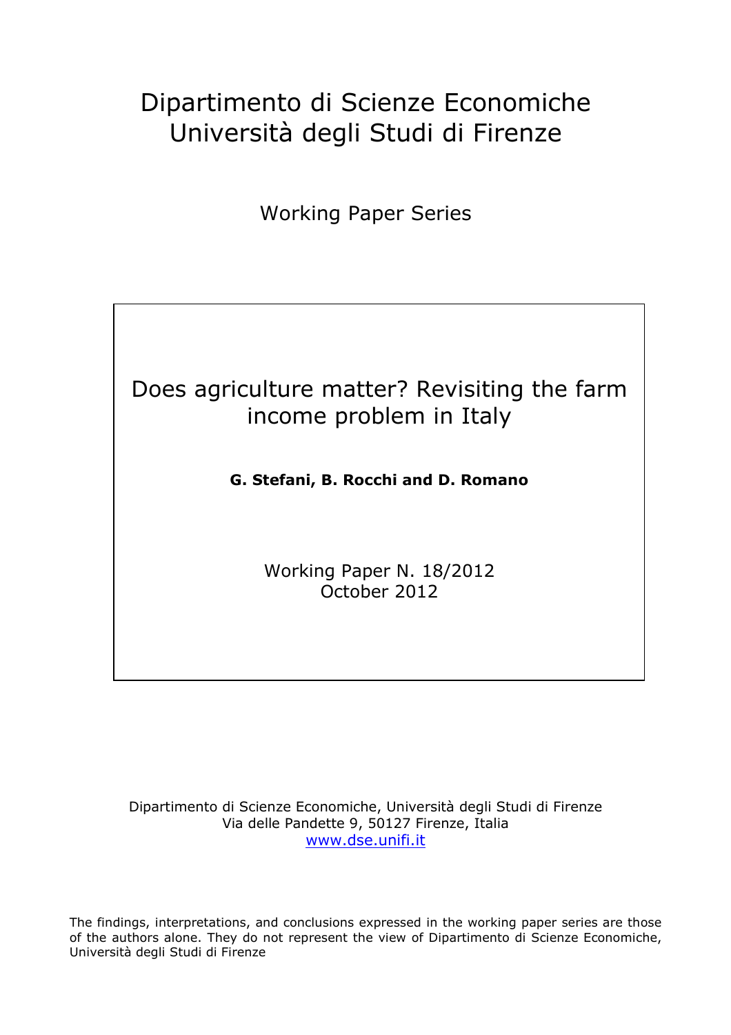# Dipartimento di Scienze Economiche
# Università degli Studi di Firenze

Working Paper Series

## Does agriculture matter? Revisiting the farm income problem in Italy

**G. Stefani, B. Rocchi and D. Romano**

Working Paper N. 18/2012
October 2012

Dipartimento di Scienze Economiche, Università degli Studi di Firenze
Via delle Pandette 9, 50127 Firenze, Italia
[www.dse.unifi.it](http://www.dse.unifi.it)

The findings, interpretations, and conclusions expressed in the working paper series are those of the authors alone. They do not represent the view of Dipartimento di Scienze Economiche, Università degli Studi di Firenze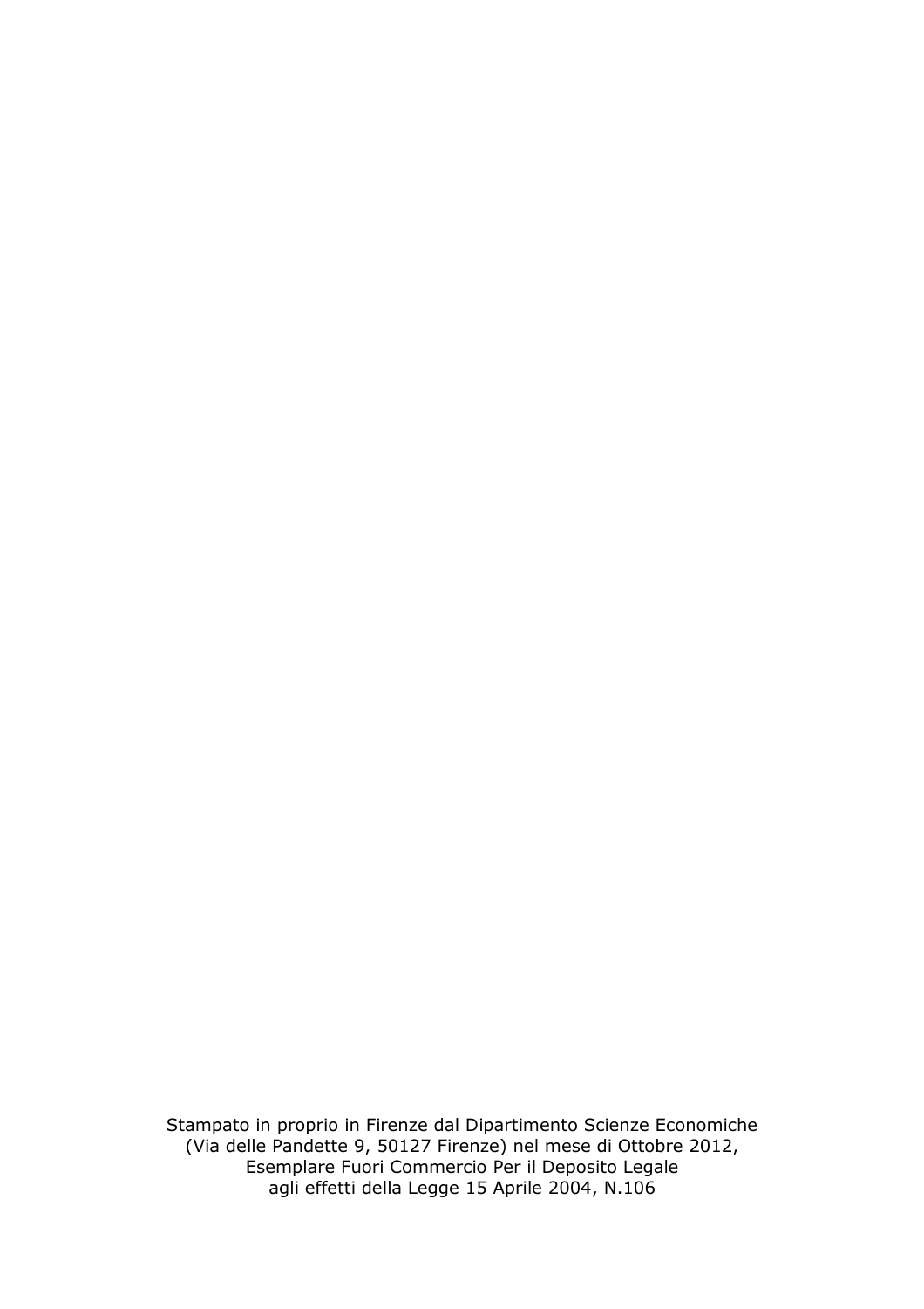Stampato in proprio in Firenze dal Dipartimento Scienze Economiche
(Via delle Pandette 9, 50127 Firenze) nel mese di Ottobre 2012,
Esemplare Fuori Commercio Per il Deposito Legale
agli effetti della Legge 15 Aprile 2004, N.106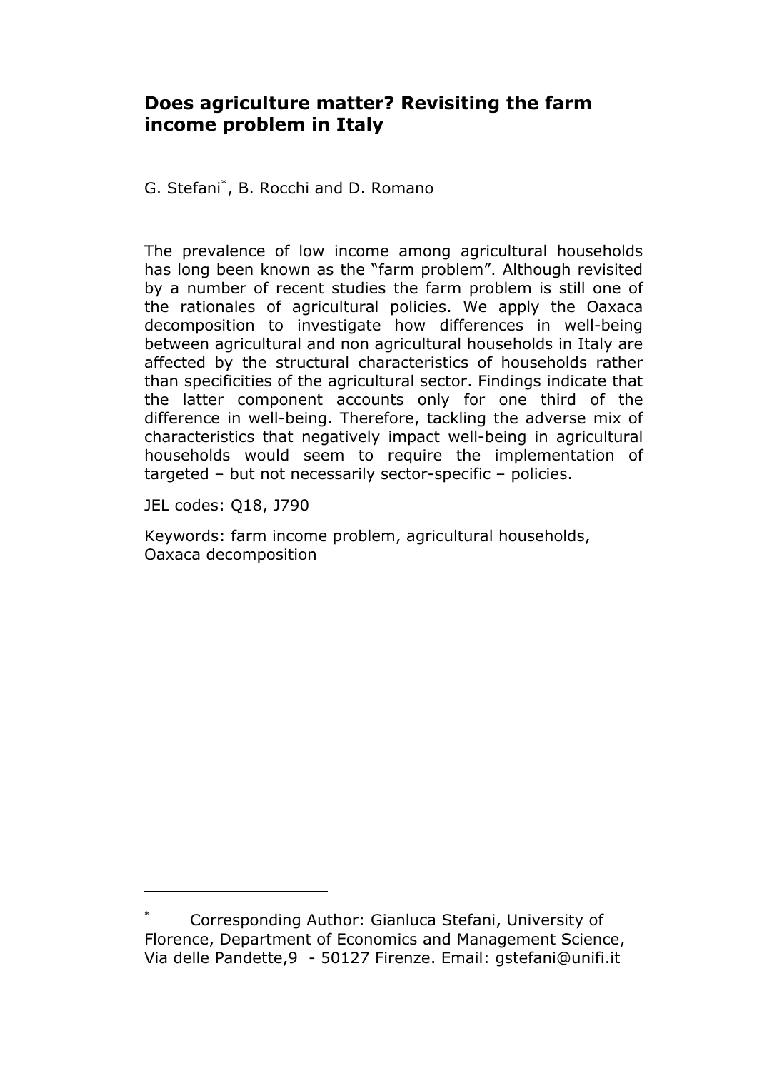# Does agriculture matter? Revisiting the farm income problem in Italy

G. Stefani[*], B. Rocchi and D. Romano

The prevalence of low income among agricultural households has long been known as the "farm problem". Although revisited by a number of recent studies the farm problem is still one of the rationales of agricultural policies. We apply the Oaxaca decomposition to investigate how differences in well-being between agricultural and non agricultural households in Italy are affected by the structural characteristics of households rather than specificities of the agricultural sector. Findings indicate that the latter component accounts only for one third of the difference in well-being. Therefore, tackling the adverse mix of characteristics that negatively impact well-being in agricultural households would seem to require the implementation of targeted – but not necessarily sector-specific – policies.

JEL codes: Q18, J790

Keywords: farm income problem, agricultural households, Oaxaca decomposition

---

[*] Corresponding Author: Gianluca Stefani, University of Florence, Department of Economics and Management Science, Via delle Pandette,9 - 50127 Firenze. Email: gstefani@unifi.it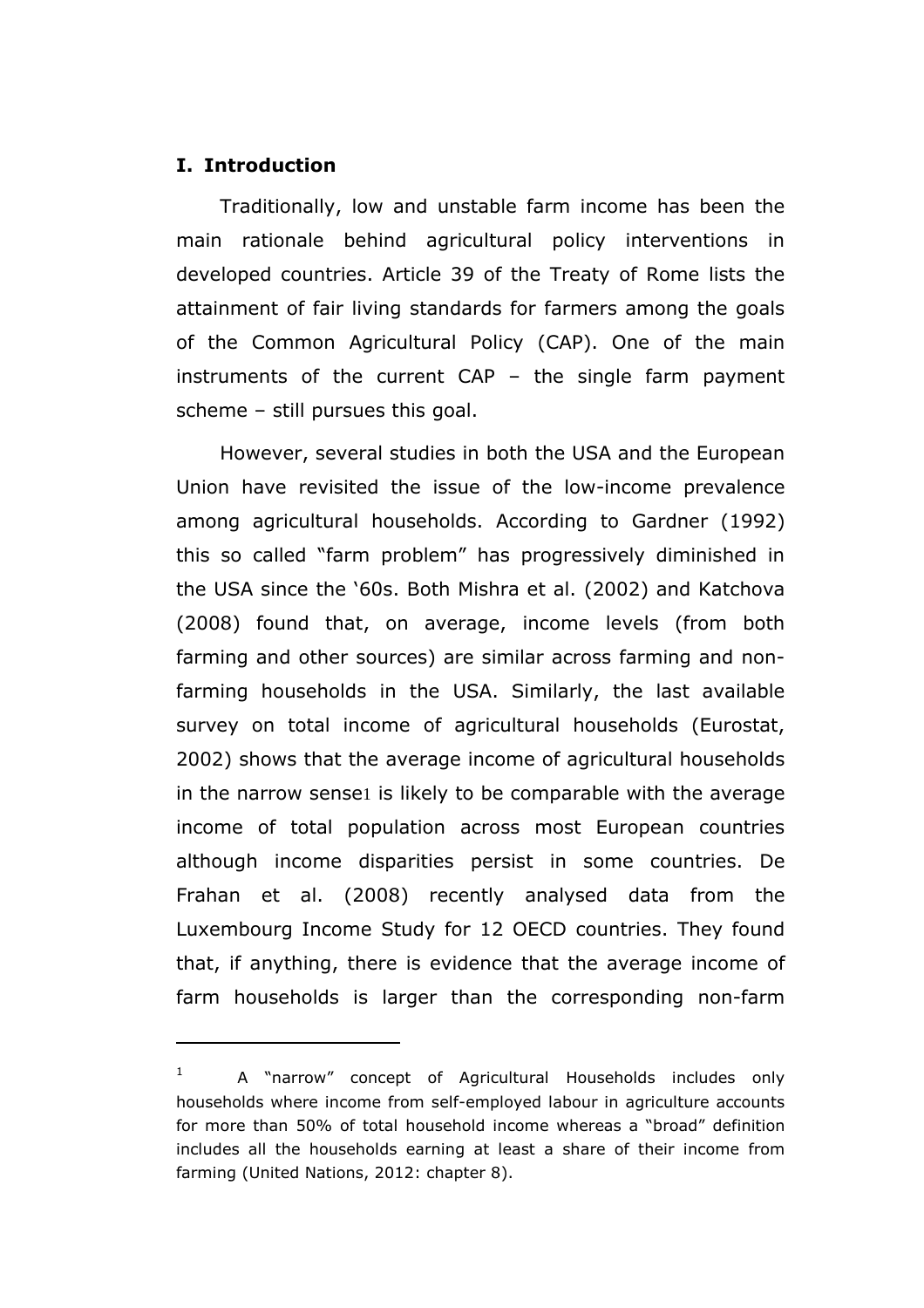## I. Introduction

Traditionally, low and unstable farm income has been the main rationale behind agricultural policy interventions in developed countries. Article 39 of the Treaty of Rome lists the attainment of fair living standards for farmers among the goals of the Common Agricultural Policy (CAP). One of the main instruments of the current CAP – the single farm payment scheme – still pursues this goal.

However, several studies in both the USA and the European Union have revisited the issue of the low-income prevalence among agricultural households. According to Gardner (1992) this so called "farm problem" has progressively diminished in the USA since the '60s. Both Mishra et al. (2002) and Katchova (2008) found that, on average, income levels (from both farming and other sources) are similar across farming and non-farming households in the USA. Similarly, the last available survey on total income of agricultural households (Eurostat, 2002) shows that the average income of agricultural households in the narrow sense[1] is likely to be comparable with the average income of total population across most European countries although income disparities persist in some countries. De Frahan et al. (2008) recently analysed data from the Luxembourg Income Study for 12 OECD countries. They found that, if anything, there is evidence that the average income of farm households is larger than the corresponding non-farm

---

[1] A "narrow" concept of Agricultural Households includes only households where income from self-employed labour in agriculture accounts for more than 50% of total household income whereas a "broad" definition includes all the households earning at least a share of their income from farming (United Nations, 2012: chapter 8).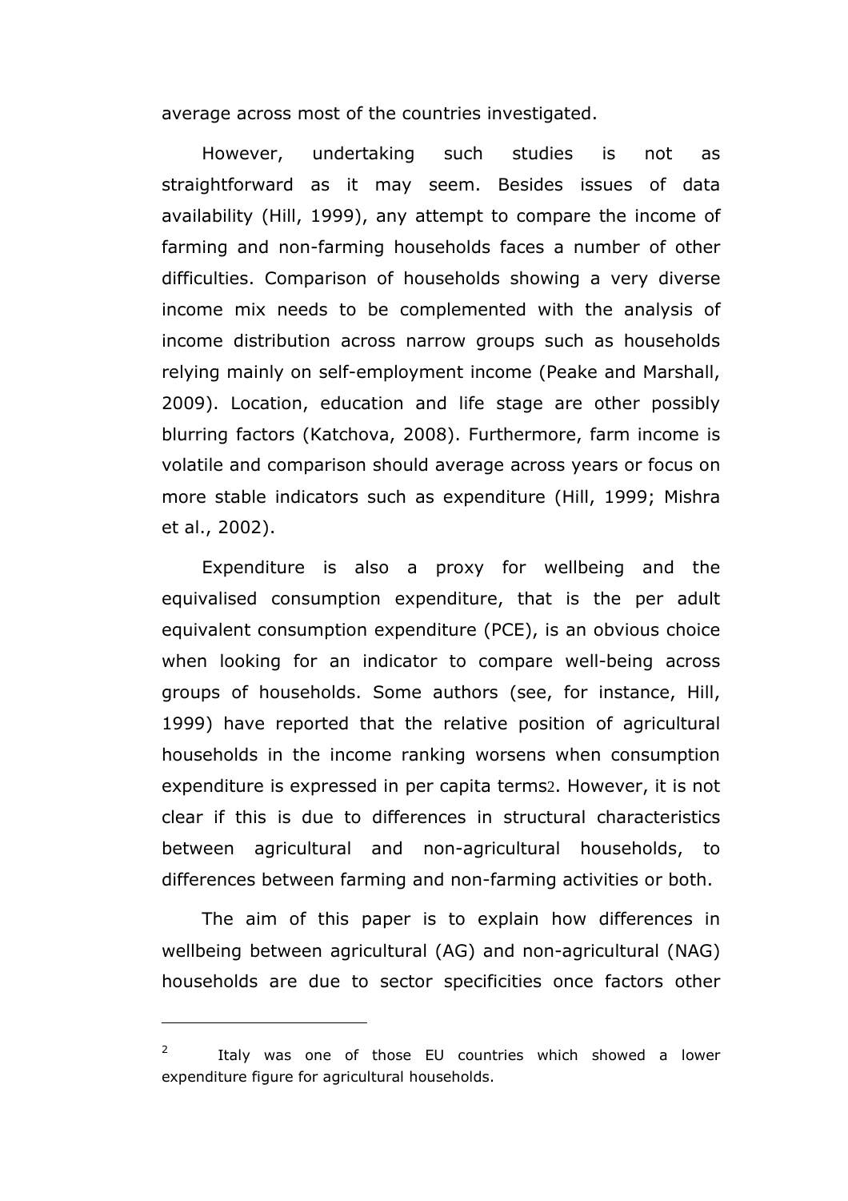average across most of the countries investigated.

However, undertaking such studies is not as straightforward as it may seem. Besides issues of data availability (Hill, 1999), any attempt to compare the income of farming and non-farming households faces a number of other difficulties. Comparison of households showing a very diverse income mix needs to be complemented with the analysis of income distribution across narrow groups such as households relying mainly on self-employment income (Peake and Marshall, 2009). Location, education and life stage are other possibly blurring factors (Katchova, 2008). Furthermore, farm income is volatile and comparison should average across years or focus on more stable indicators such as expenditure (Hill, 1999; Mishra et al., 2002).

Expenditure is also a proxy for wellbeing and the equivalised consumption expenditure, that is the per adult equivalent consumption expenditure (PCE), is an obvious choice when looking for an indicator to compare well-being across groups of households. Some authors (see, for instance, Hill, 1999) have reported that the relative position of agricultural households in the income ranking worsens when consumption expenditure is expressed in per capita terms[2]. However, it is not clear if this is due to differences in structural characteristics between agricultural and non-agricultural households, to differences between farming and non-farming activities or both.

The aim of this paper is to explain how differences in wellbeing between agricultural (AG) and non-agricultural (NAG) households are due to sector specificities once factors other

---

[2] Italy was one of those EU countries which showed a lower expenditure figure for agricultural households.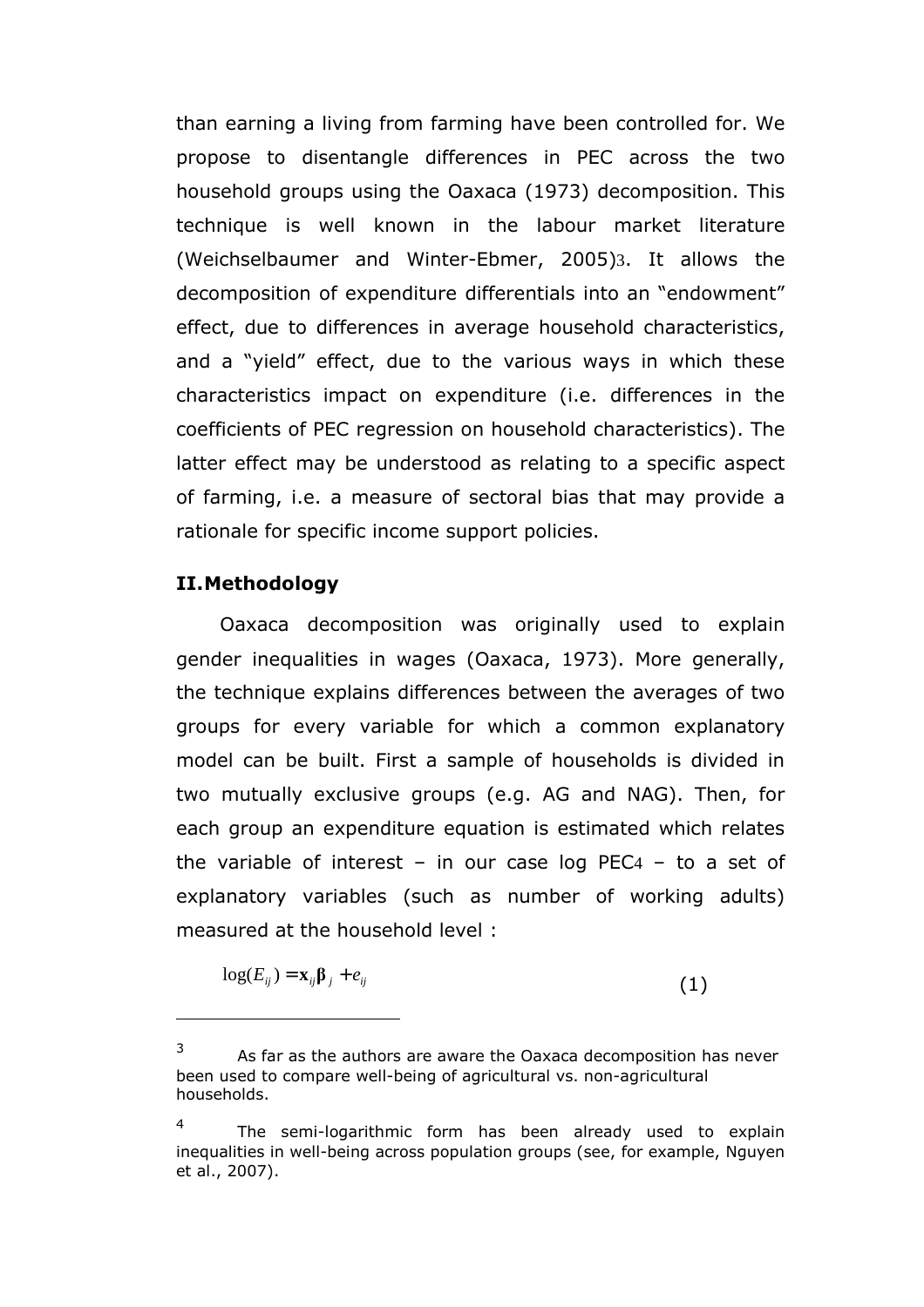than earning a living from farming have been controlled for. We propose to disentangle differences in PEC across the two household groups using the Oaxaca (1973) decomposition. This technique is well known in the labour market literature (Weichselbaumer and Winter-Ebmer, 2005)[3]. It allows the decomposition of expenditure differentials into an "endowment" effect, due to differences in average household characteristics, and a "yield" effect, due to the various ways in which these characteristics impact on expenditure (i.e. differences in the coefficients of PEC regression on household characteristics). The latter effect may be understood as relating to a specific aspect of farming, i.e. a measure of sectoral bias that may provide a rationale for specific income support policies.

## II. Methodology

Oaxaca decomposition was originally used to explain gender inequalities in wages (Oaxaca, 1973). More generally, the technique explains differences between the averages of two groups for every variable for which a common explanatory model can be built. First a sample of households is divided in two mutually exclusive groups (e.g. AG and NAG). Then, for each group an expenditure equation is estimated which relates the variable of interest – in our case log PEC[4] – to a set of explanatory variables (such as number of working adults) measured at the household level :

$$\log(E_{ij}) = \mathbf{x}_{ij}\boldsymbol{\beta}_j + e_{ij} \tag{1}$$

---

[3] As far as the authors are aware the Oaxaca decomposition has never been used to compare well-being of agricultural vs. non-agricultural households.

[4] The semi-logarithmic form has been already used to explain inequalities in well-being across population groups (see, for example, Nguyen et al., 2007).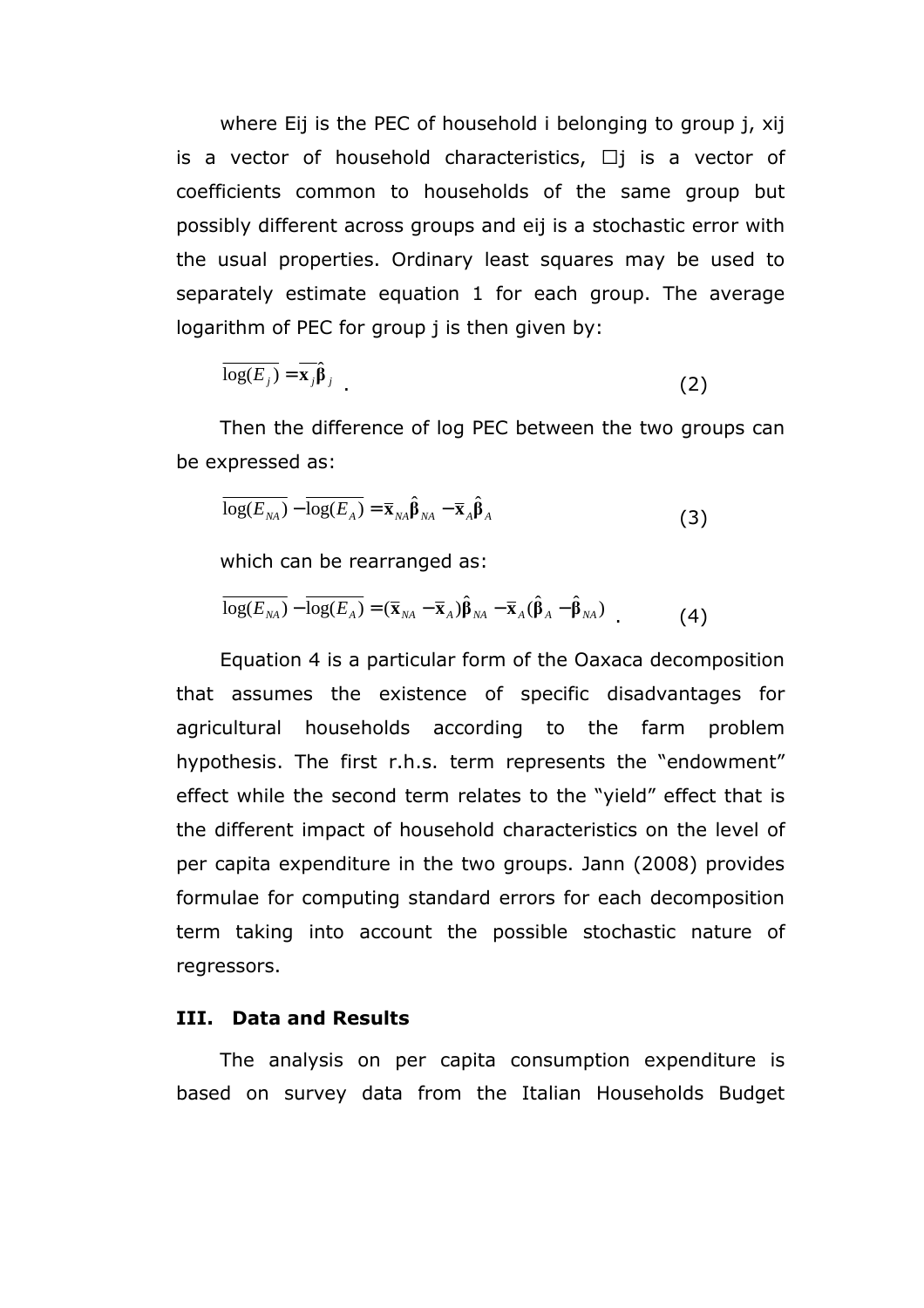where Eij is the PEC of household i belonging to group j, xij is a vector of household characteristics, □j is a vector of coefficients common to households of the same group but possibly different across groups and eij is a stochastic error with the usual properties. Ordinary least squares may be used to separately estimate equation 1 for each group. The average logarithm of PEC for group j is then given by:

$$\overline{\log(E_j)} = \overline{\mathbf{x}}_j \hat{\boldsymbol{\beta}}_j \quad . \tag{2}$$

Then the difference of log PEC between the two groups can be expressed as:

$$\overline{\log(E_{NA})} - \overline{\log(E_A)} = \overline{\mathbf{x}}_{NA} \hat{\boldsymbol{\beta}}_{NA} - \overline{\mathbf{x}}_A \hat{\boldsymbol{\beta}}_A \tag{3}$$

which can be rearranged as:

$$\overline{\log(E_{NA})} - \overline{\log(E_A)} = (\overline{\mathbf{x}}_{NA} - \overline{\mathbf{x}}_A)\hat{\boldsymbol{\beta}}_{NA} - \overline{\mathbf{x}}_A(\hat{\boldsymbol{\beta}}_A - \hat{\boldsymbol{\beta}}_{NA}) \quad . \tag{4}$$

Equation 4 is a particular form of the Oaxaca decomposition that assumes the existence of specific disadvantages for agricultural households according to the farm problem hypothesis. The first r.h.s. term represents the "endowment" effect while the second term relates to the "yield" effect that is the different impact of household characteristics on the level of per capita expenditure in the two groups. Jann (2008) provides formulae for computing standard errors for each decomposition term taking into account the possible stochastic nature of regressors.

## III. Data and Results

The analysis on per capita consumption expenditure is based on survey data from the Italian Households Budget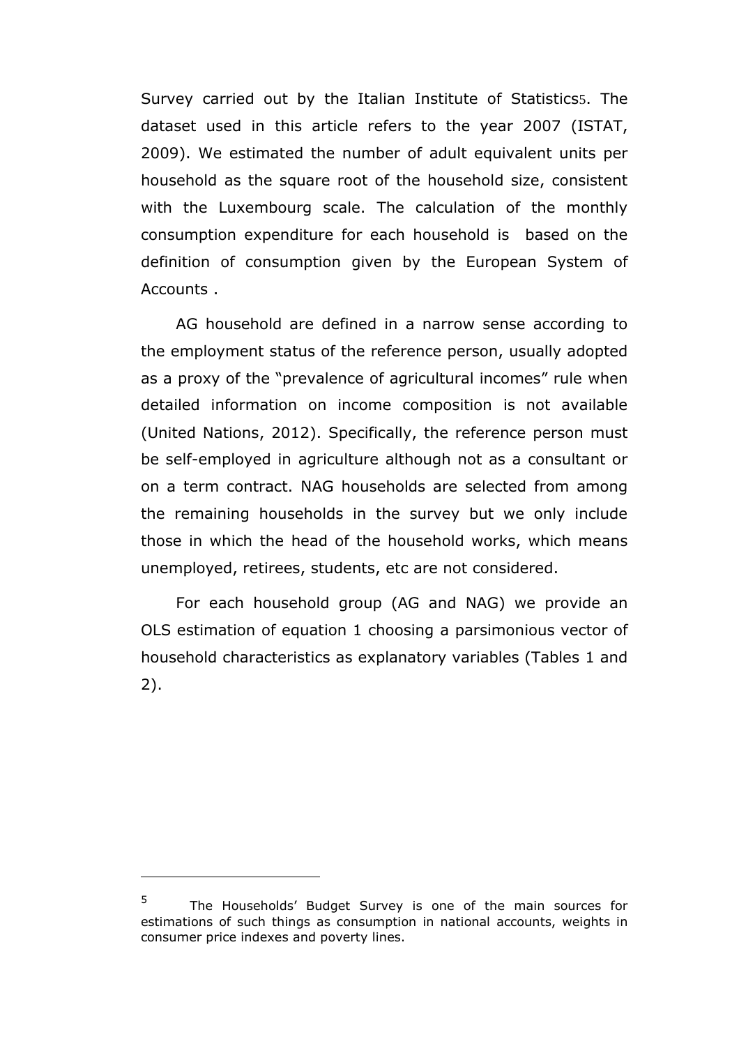Survey carried out by the Italian Institute of Statistics[5]. The dataset used in this article refers to the year 2007 (ISTAT, 2009). We estimated the number of adult equivalent units per household as the square root of the household size, consistent with the Luxembourg scale. The calculation of the monthly consumption expenditure for each household is based on the definition of consumption given by the European System of Accounts .

AG household are defined in a narrow sense according to the employment status of the reference person, usually adopted as a proxy of the "prevalence of agricultural incomes" rule when detailed information on income composition is not available (United Nations, 2012). Specifically, the reference person must be self-employed in agriculture although not as a consultant or on a term contract. NAG households are selected from among the remaining households in the survey but we only include those in which the head of the household works, which means unemployed, retirees, students, etc are not considered.

For each household group (AG and NAG) we provide an OLS estimation of equation 1 choosing a parsimonious vector of household characteristics as explanatory variables (Tables 1 and 2).

---

[5] The Households' Budget Survey is one of the main sources for estimations of such things as consumption in national accounts, weights in consumer price indexes and poverty lines.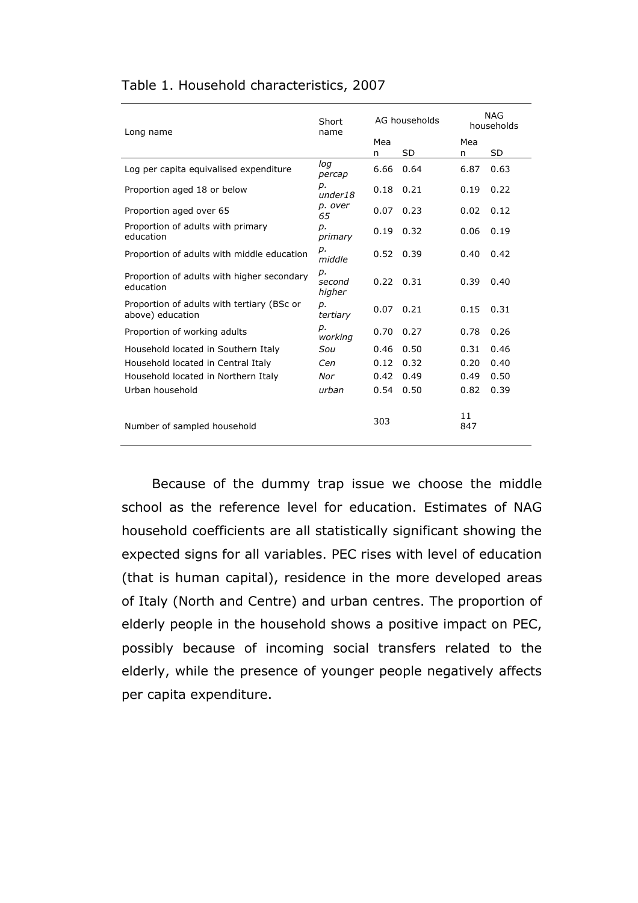Table 1. Household characteristics, 2007

| Long name | Short name | AG households | | NAG households | |
|---|---|---|---|---|---|
| | | Mean | SD | Mean | SD |
| Log per capita equivalised expenditure | *log percap* | 6.66 | 0.64 | 6.87 | 0.63 |
| Proportion aged 18 or below | *p. under18* | 0.18 | 0.21 | 0.19 | 0.22 |
| Proportion aged over 65 | *p. over 65* | 0.07 | 0.23 | 0.02 | 0.12 |
| Proportion of adults with primary education | *p. primary* | 0.19 | 0.32 | 0.06 | 0.19 |
| Proportion of adults with middle education | *p. middle* | 0.52 | 0.39 | 0.40 | 0.42 |
| Proportion of adults with higher secondary education | *p. second higher* | 0.22 | 0.31 | 0.39 | 0.40 |
| Proportion of adults with tertiary (BSc or above) education | *p. tertiary* | 0.07 | 0.21 | 0.15 | 0.31 |
| Proportion of working adults | *p. working* | 0.70 | 0.27 | 0.78 | 0.26 |
| Household located in Southern Italy | *Sou* | 0.46 | 0.50 | 0.31 | 0.46 |
| Household located in Central Italy | *Cen* | 0.12 | 0.32 | 0.20 | 0.40 |
| Household located in Northern Italy | *Nor* | 0.42 | 0.49 | 0.49 | 0.50 |
| Urban household | *urban* | 0.54 | 0.50 | 0.82 | 0.39 |
| Number of sampled household | | 303 | | 11 847 | |

Because of the dummy trap issue we choose the middle school as the reference level for education. Estimates of NAG household coefficients are all statistically significant showing the expected signs for all variables. PEC rises with level of education (that is human capital), residence in the more developed areas of Italy (North and Centre) and urban centres. The proportion of elderly people in the household shows a positive impact on PEC, possibly because of incoming social transfers related to the elderly, while the presence of younger people negatively affects per capita expenditure.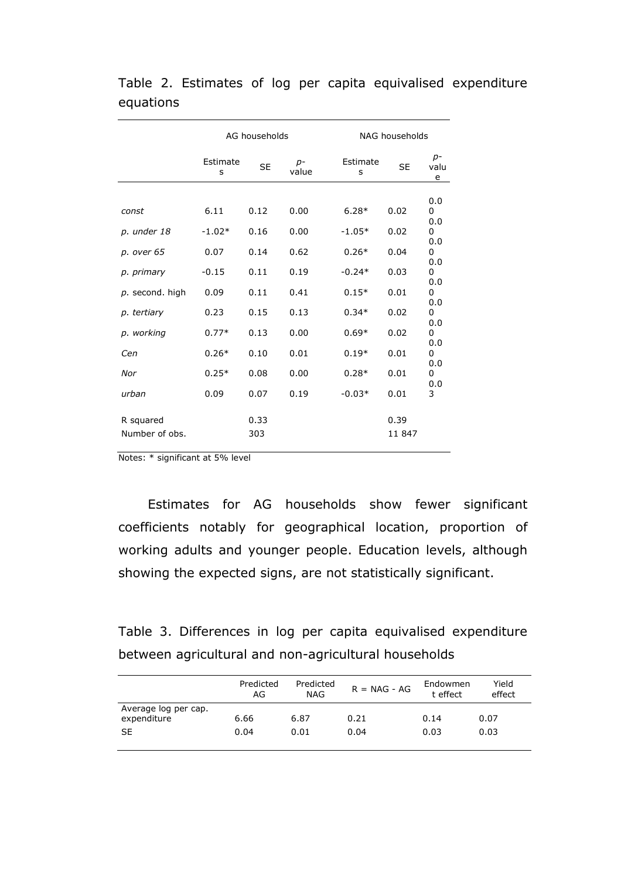Table 2. Estimates of log per capita equivalised expenditure equations

| | AG households | | | NAG households | | |
|---|---|---|---|---|---|---|
| | Estimates | SE | *p*-value | Estimates | SE | *p*-value |
| *const* | 6.11 | 0.12 | 0.00 | 6.28* | 0.02 | 0.00 |
| *p. under 18* | -1.02* | 0.16 | 0.00 | -1.05* | 0.02 | 0.00 |
| *p. over 65* | 0.07 | 0.14 | 0.62 | 0.26* | 0.04 | 0.00 |
| *p. primary* | -0.15 | 0.11 | 0.19 | -0.24* | 0.03 | 0.00 |
| *p.* second. high | 0.09 | 0.11 | 0.41 | 0.15* | 0.01 | 0.00 |
| *p. tertiary* | 0.23 | 0.15 | 0.13 | 0.34* | 0.02 | 0.00 |
| *p. working* | 0.77* | 0.13 | 0.00 | 0.69* | 0.02 | 0.00 |
| *Cen* | 0.26* | 0.10 | 0.01 | 0.19* | 0.01 | 0.00 |
| *Nor* | 0.25* | 0.08 | 0.00 | 0.28* | 0.01 | 0.00 |
| *urban* | 0.09 | 0.07 | 0.19 | -0.03* | 0.01 | 0.03 |
| R squared | | 0.33 | | | 0.39 | |
| Number of obs. | | 303 | | | 11 847 | |

Notes: * significant at 5% level

Estimates for AG households show fewer significant coefficients notably for geographical location, proportion of working adults and younger people. Education levels, although showing the expected signs, are not statistically significant.

Table 3. Differences in log per capita equivalised expenditure between agricultural and non-agricultural households

| | Predicted AG | Predicted NAG | R = NAG - AG | Endowment effect | Yield effect |
|---|---|---|---|---|---|
| Average log per cap. expenditure | 6.66 | 6.87 | 0.21 | 0.14 | 0.07 |
| SE | 0.04 | 0.01 | 0.04 | 0.03 | 0.03 |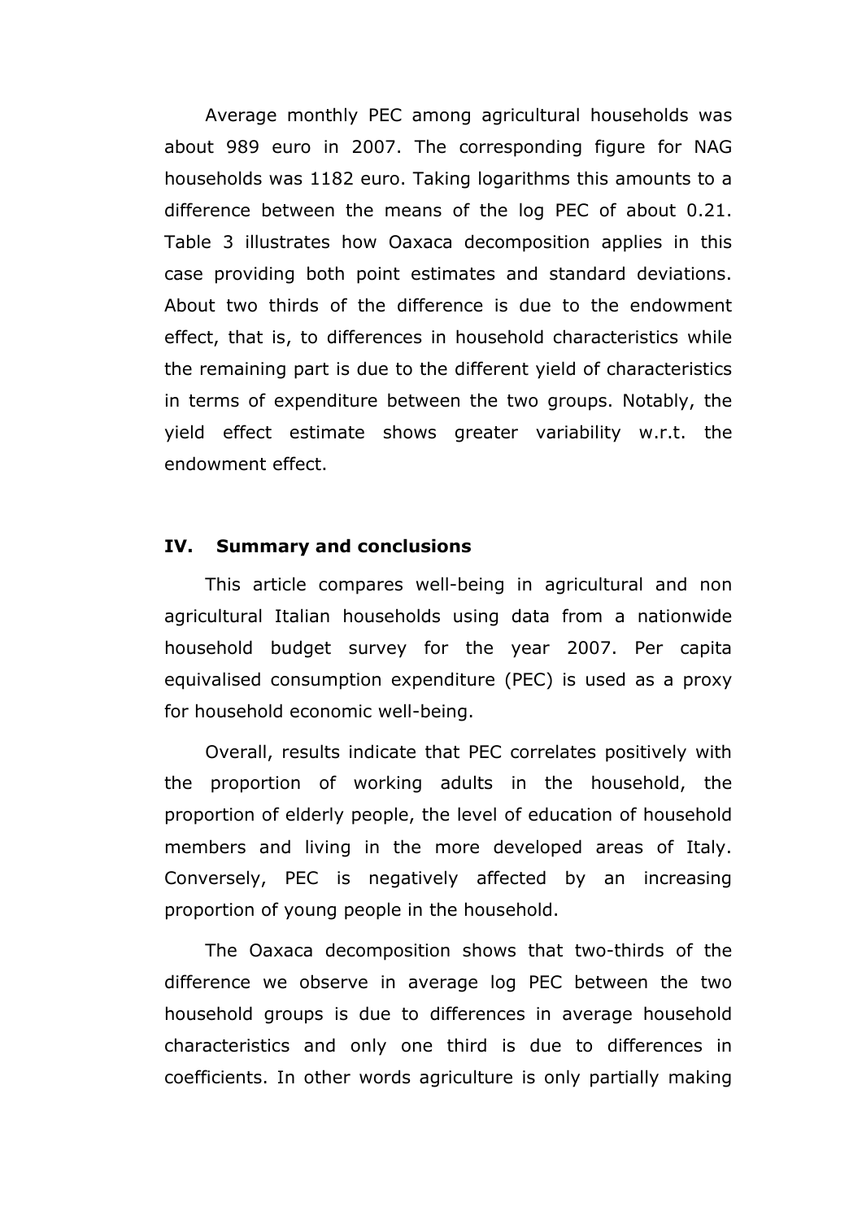Average monthly PEC among agricultural households was about 989 euro in 2007. The corresponding figure for NAG households was 1182 euro. Taking logarithms this amounts to a difference between the means of the log PEC of about 0.21. Table 3 illustrates how Oaxaca decomposition applies in this case providing both point estimates and standard deviations. About two thirds of the difference is due to the endowment effect, that is, to differences in household characteristics while the remaining part is due to the different yield of characteristics in terms of expenditure between the two groups. Notably, the yield effect estimate shows greater variability w.r.t. the endowment effect.

## IV. Summary and conclusions

This article compares well-being in agricultural and non agricultural Italian households using data from a nationwide household budget survey for the year 2007. Per capita equivalised consumption expenditure (PEC) is used as a proxy for household economic well-being.

Overall, results indicate that PEC correlates positively with the proportion of working adults in the household, the proportion of elderly people, the level of education of household members and living in the more developed areas of Italy. Conversely, PEC is negatively affected by an increasing proportion of young people in the household.

The Oaxaca decomposition shows that two-thirds of the difference we observe in average log PEC between the two household groups is due to differences in average household characteristics and only one third is due to differences in coefficients. In other words agriculture is only partially making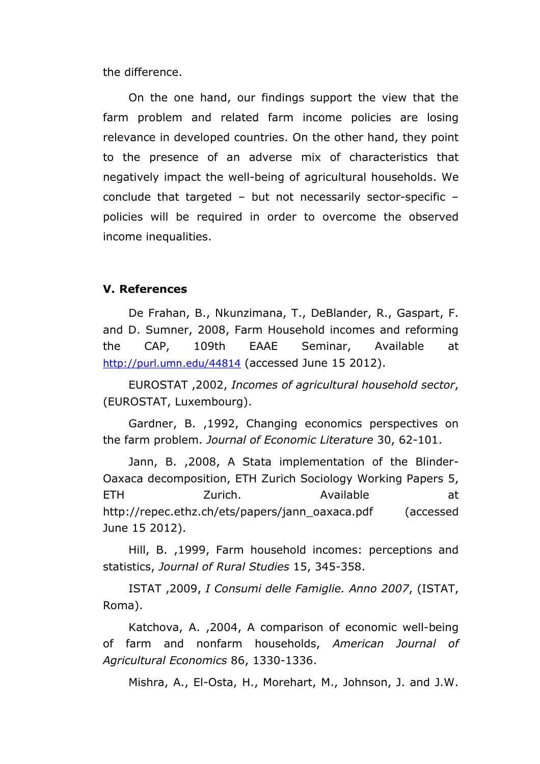the difference.

On the one hand, our findings support the view that the farm problem and related farm income policies are losing relevance in developed countries. On the other hand, they point to the presence of an adverse mix of characteristics that negatively impact the well-being of agricultural households. We conclude that targeted – but not necessarily sector-specific – policies will be required in order to overcome the observed income inequalities.

## V. References

De Frahan, B., Nkunzimana, T., DeBlander, R., Gaspart, F. and D. Sumner, 2008, Farm Household incomes and reforming the CAP, 109th EAAE Seminar, Available at http://purl.umn.edu/44814 (accessed June 15 2012).

EUROSTAT ,2002, *Incomes of agricultural household sector*, (EUROSTAT, Luxembourg).

Gardner, B. ,1992, Changing economics perspectives on the farm problem. *Journal of Economic Literature* 30, 62-101.

Jann, B. ,2008, A Stata implementation of the Blinder-Oaxaca decomposition, ETH Zurich Sociology Working Papers 5, ETH Zurich. Available at http://repec.ethz.ch/ets/papers/jann_oaxaca.pdf (accessed June 15 2012).

Hill, B. ,1999, Farm household incomes: perceptions and statistics, *Journal of Rural Studies* 15, 345-358.

ISTAT ,2009, *I Consumi delle Famiglie. Anno 2007*, (ISTAT, Roma).

Katchova, A. ,2004, A comparison of economic well-being of farm and nonfarm households, *American Journal of Agricultural Economics* 86, 1330-1336.

Mishra, A., El-Osta, H., Morehart, M., Johnson, J. and J.W.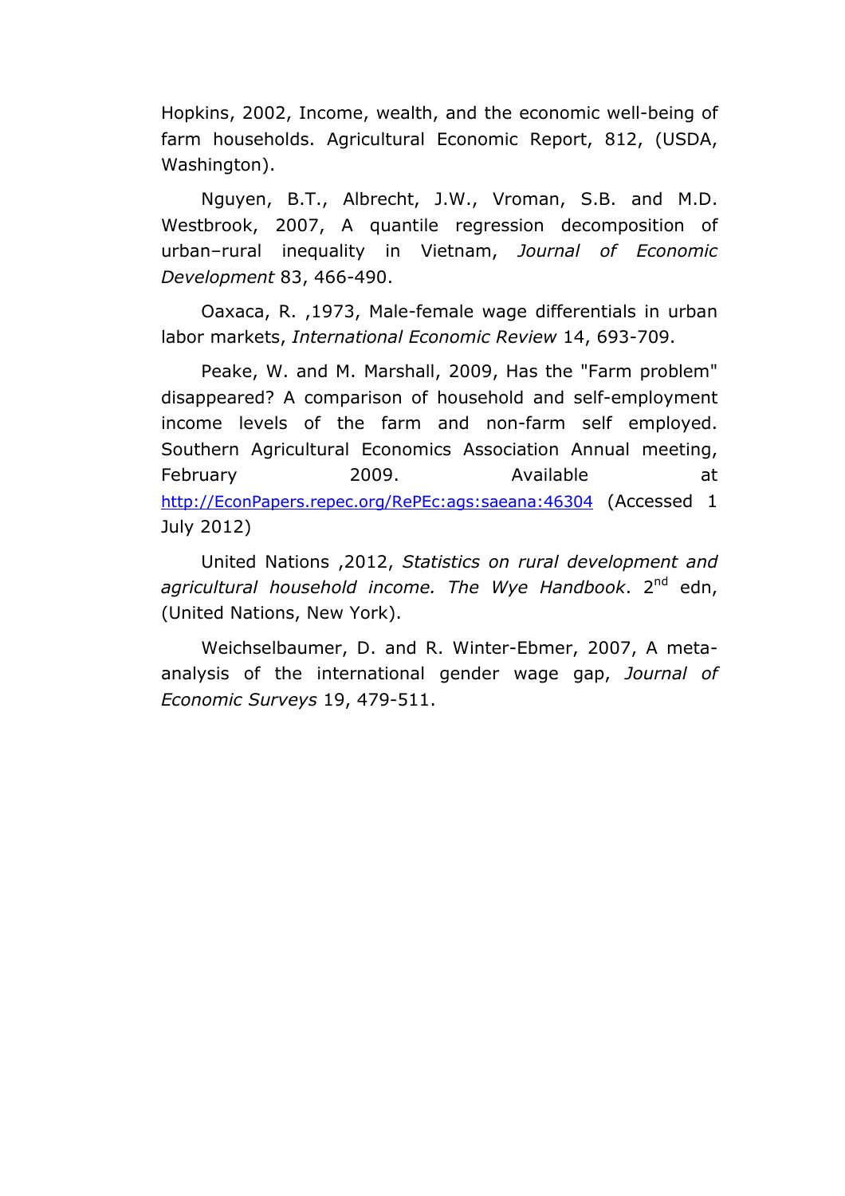Hopkins, 2002, Income, wealth, and the economic well-being of farm households. Agricultural Economic Report, 812, (USDA, Washington).

Nguyen, B.T., Albrecht, J.W., Vroman, S.B. and M.D. Westbrook, 2007, A quantile regression decomposition of urban–rural inequality in Vietnam, *Journal of Economic Development* 83, 466-490.

Oaxaca, R. ,1973, Male-female wage differentials in urban labor markets, *International Economic Review* 14, 693-709.

Peake, W. and M. Marshall, 2009, Has the "Farm problem" disappeared? A comparison of household and self-employment income levels of the farm and non-farm self employed. Southern Agricultural Economics Association Annual meeting, February 2009. Available at http://EconPapers.repec.org/RePEc:ags:saeana:46304 (Accessed 1 July 2012)

United Nations ,2012, *Statistics on rural development and agricultural household income. The Wye Handbook*. 2nd edn, (United Nations, New York).

Weichselbaumer, D. and R. Winter-Ebmer, 2007, A meta-analysis of the international gender wage gap, *Journal of Economic Surveys* 19, 479-511.